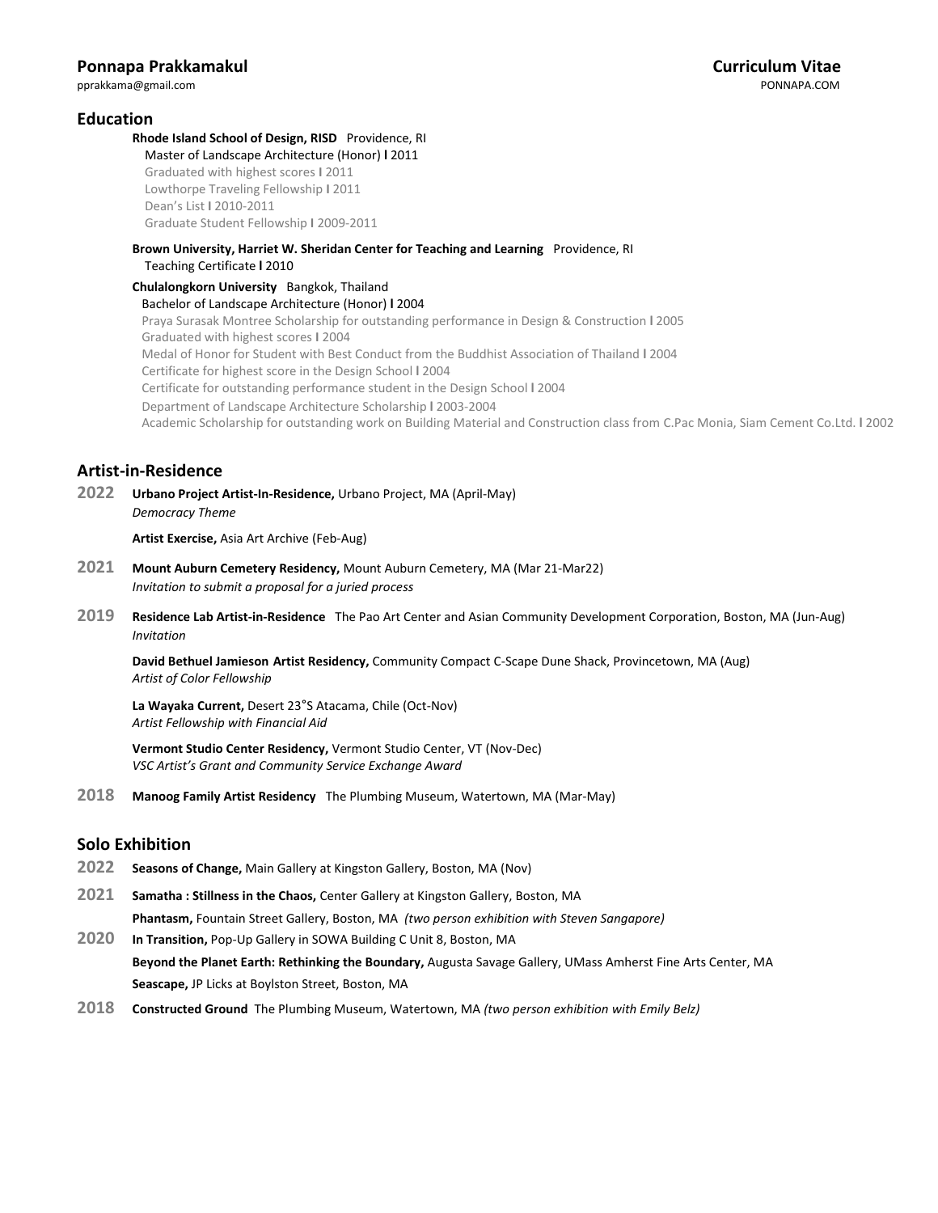**Ponnapa Prakkamakul**
pprakkama@gmail.com

**Curriculum Vitae**
PONNAPA.COM

## Education

**Rhode Island School of Design, RISD** Providence, RI
Master of Landscape Architecture (Honor) **l** 2011
Graduated with highest scores **l** 2011
Lowthorpe Traveling Fellowship **l** 2011
Dean's List **l** 2010-2011
Graduate Student Fellowship **l** 2009-2011

**Brown University, Harriet W. Sheridan Center for Teaching and Learning** Providence, RI
Teaching Certificate **l** 2010

**Chulalongkorn University** Bangkok, Thailand
Bachelor of Landscape Architecture (Honor) **l** 2004
Praya Surasak Montree Scholarship for outstanding performance in Design & Construction **l** 2005
Graduated with highest scores **l** 2004
Medal of Honor for Student with Best Conduct from the Buddhist Association of Thailand **l** 2004
Certificate for highest score in the Design School **l** 2004
Certificate for outstanding performance student in the Design School **l** 2004
Department of Landscape Architecture Scholarship **l** 2003-2004
Academic Scholarship for outstanding work on Building Material and Construction class from C.Pac Monia, Siam Cement Co.Ltd. **l** 2002

## Artist-in-Residence

**2022** **Urbano Project Artist-In-Residence,** Urbano Project, MA (April-May)
*Democracy Theme*

**Artist Exercise,** Asia Art Archive (Feb-Aug)

**2021** **Mount Auburn Cemetery Residency,** Mount Auburn Cemetery, MA (Mar 21-Mar22)
*Invitation to submit a proposal for a juried process*

**2019** **Residence Lab Artist-in-Residence** The Pao Art Center and Asian Community Development Corporation, Boston, MA (Jun-Aug)
*Invitation*

**David Bethuel Jamieson Artist Residency,** Community Compact C-Scape Dune Shack, Provincetown, MA (Aug)
*Artist of Color Fellowship*

**La Wayaka Current,** Desert 23°S Atacama, Chile (Oct-Nov)
*Artist Fellowship with Financial Aid*

**Vermont Studio Center Residency,** Vermont Studio Center, VT (Nov-Dec)
*VSC Artist's Grant and Community Service Exchange Award*

**2018** **Manoog Family Artist Residency** The Plumbing Museum, Watertown, MA (Mar-May)

## Solo Exhibition

**2022** **Seasons of Change,** Main Gallery at Kingston Gallery, Boston, MA (Nov)

**2021** **Samatha : Stillness in the Chaos,** Center Gallery at Kingston Gallery, Boston, MA

**Phantasm,** Fountain Street Gallery, Boston, MA *(two person exhibition with Steven Sangapore)*

**2020** **In Transition,** Pop-Up Gallery in SOWA Building C Unit 8, Boston, MA

**Beyond the Planet Earth: Rethinking the Boundary,** Augusta Savage Gallery, UMass Amherst Fine Arts Center, MA

**Seascape,** JP Licks at Boylston Street, Boston, MA

**2018** **Constructed Ground** The Plumbing Museum, Watertown, MA *(two person exhibition with Emily Belz)*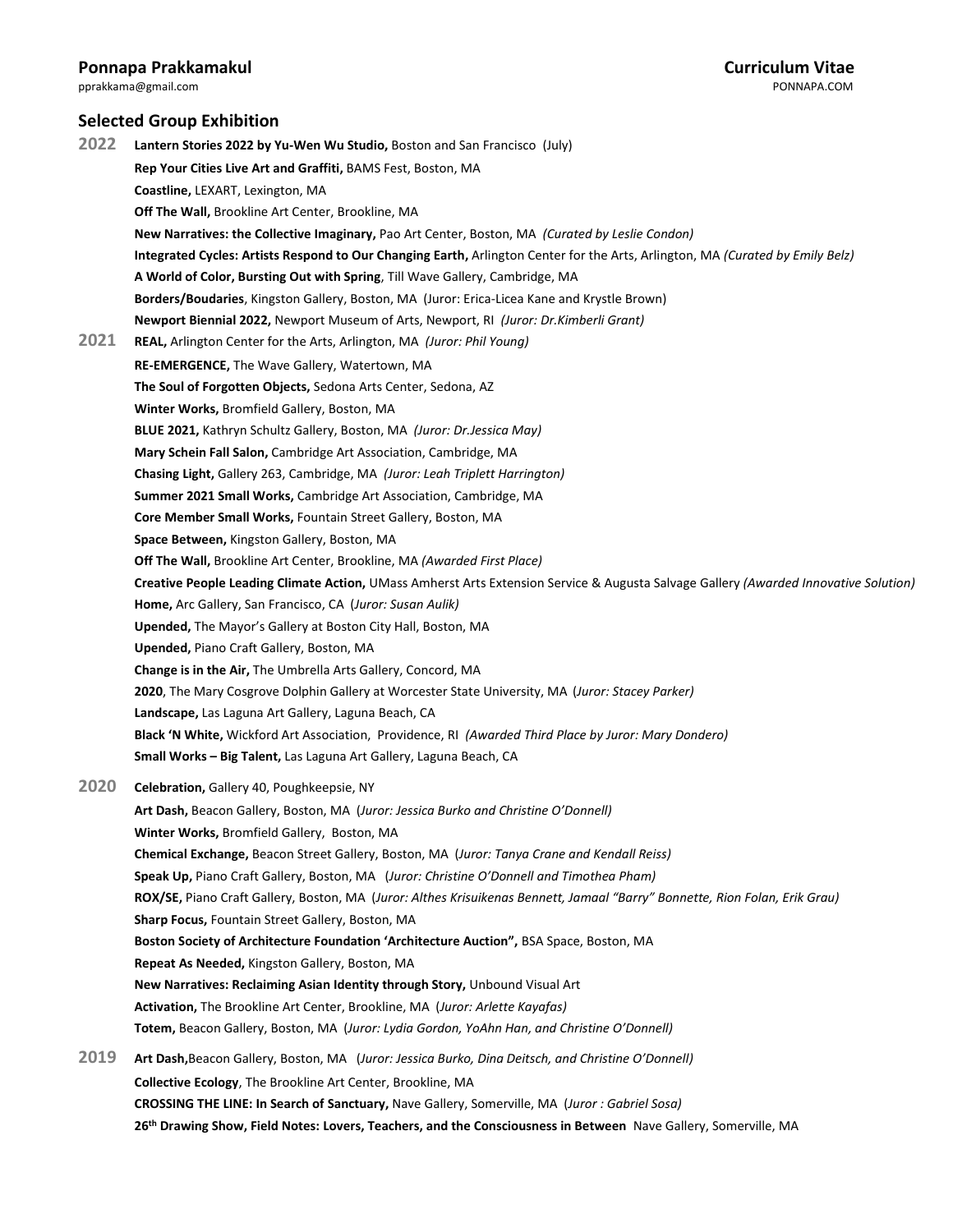**Ponnapa Prakkamakul** | **Curriculum Vitae**

pprakkama@gmail.com | PONNAPA.COM

## Selected Group Exhibition

**2022**

- **Lantern Stories 2022 by Yu-Wen Wu Studio,** Boston and San Francisco (July)
- **Rep Your Cities Live Art and Graffiti,** BAMS Fest, Boston, MA
- **Coastline,** LEXART, Lexington, MA
- **Off The Wall,** Brookline Art Center, Brookline, MA
- **New Narratives: the Collective Imaginary,** Pao Art Center, Boston, MA *(Curated by Leslie Condon)*
- **Integrated Cycles: Artists Respond to Our Changing Earth,** Arlington Center for the Arts, Arlington, MA *(Curated by Emily Belz)*
- **A World of Color, Bursting Out with Spring**, Till Wave Gallery, Cambridge, MA
- **Borders/Boudaries**, Kingston Gallery, Boston, MA (Juror: Erica-Licea Kane and Krystle Brown)
- **Newport Biennial 2022,** Newport Museum of Arts, Newport, RI *(Juror: Dr.Kimberli Grant)*

**2021**

- **REAL,** Arlington Center for the Arts, Arlington, MA *(Juror: Phil Young)*
- **RE-EMERGENCE,** The Wave Gallery, Watertown, MA
- **The Soul of Forgotten Objects,** Sedona Arts Center, Sedona, AZ
- **Winter Works,** Bromfield Gallery, Boston, MA
- **BLUE 2021,** Kathryn Schultz Gallery, Boston, MA *(Juror: Dr.Jessica May)*
- **Mary Schein Fall Salon,** Cambridge Art Association, Cambridge, MA
- **Chasing Light,** Gallery 263, Cambridge, MA *(Juror: Leah Triplett Harrington)*
- **Summer 2021 Small Works,** Cambridge Art Association, Cambridge, MA
- **Core Member Small Works,** Fountain Street Gallery, Boston, MA
- **Space Between,** Kingston Gallery, Boston, MA
- **Off The Wall,** Brookline Art Center, Brookline, MA *(Awarded First Place)*
- **Creative People Leading Climate Action,** UMass Amherst Arts Extension Service & Augusta Salvage Gallery *(Awarded Innovative Solution)*
- **Home,** Arc Gallery, San Francisco, CA (*Juror: Susan Aulik)*
- **Upended,** The Mayor's Gallery at Boston City Hall, Boston, MA
- **Upended,** Piano Craft Gallery, Boston, MA
- **Change is in the Air,** The Umbrella Arts Gallery, Concord, MA
- **2020**, The Mary Cosgrove Dolphin Gallery at Worcester State University, MA (*Juror: Stacey Parker)*
- **Landscape,** Las Laguna Art Gallery, Laguna Beach, CA
- **Black 'N White,** Wickford Art Association, Providence, RI *(Awarded Third Place by Juror: Mary Dondero)*
- **Small Works – Big Talent,** Las Laguna Art Gallery, Laguna Beach, CA

**2020**

- **Celebration,** Gallery 40, Poughkeepsie, NY
- **Art Dash,** Beacon Gallery, Boston, MA (*Juror: Jessica Burko and Christine O'Donnell)*
- **Winter Works,** Bromfield Gallery, Boston, MA
- **Chemical Exchange,** Beacon Street Gallery, Boston, MA (*Juror: Tanya Crane and Kendall Reiss)*
- **Speak Up,** Piano Craft Gallery, Boston, MA (*Juror: Christine O'Donnell and Timothea Pham)*
- **ROX/SE,** Piano Craft Gallery, Boston, MA (*Juror: Althes Krisuikenas Bennett, Jamaal "Barry" Bonnette, Rion Folan, Erik Grau)*
- **Sharp Focus,** Fountain Street Gallery, Boston, MA
- **Boston Society of Architecture Foundation 'Architecture Auction",** BSA Space, Boston, MA
- **Repeat As Needed,** Kingston Gallery, Boston, MA
- **New Narratives: Reclaiming Asian Identity through Story,** Unbound Visual Art
- **Activation,** The Brookline Art Center, Brookline, MA (*Juror: Arlette Kayafas)*
- **Totem,** Beacon Gallery, Boston, MA (*Juror: Lydia Gordon, YoAhn Han, and Christine O'Donnell)*

**2019**

- **Art Dash,**Beacon Gallery, Boston, MA (*Juror: Jessica Burko, Dina Deitsch, and Christine O'Donnell)*
- **Collective Ecology**, The Brookline Art Center, Brookline, MA
- **CROSSING THE LINE: In Search of Sanctuary,** Nave Gallery, Somerville, MA (*Juror : Gabriel Sosa)*
- **26th Drawing Show, Field Notes: Lovers, Teachers, and the Consciousness in Between** Nave Gallery, Somerville, MA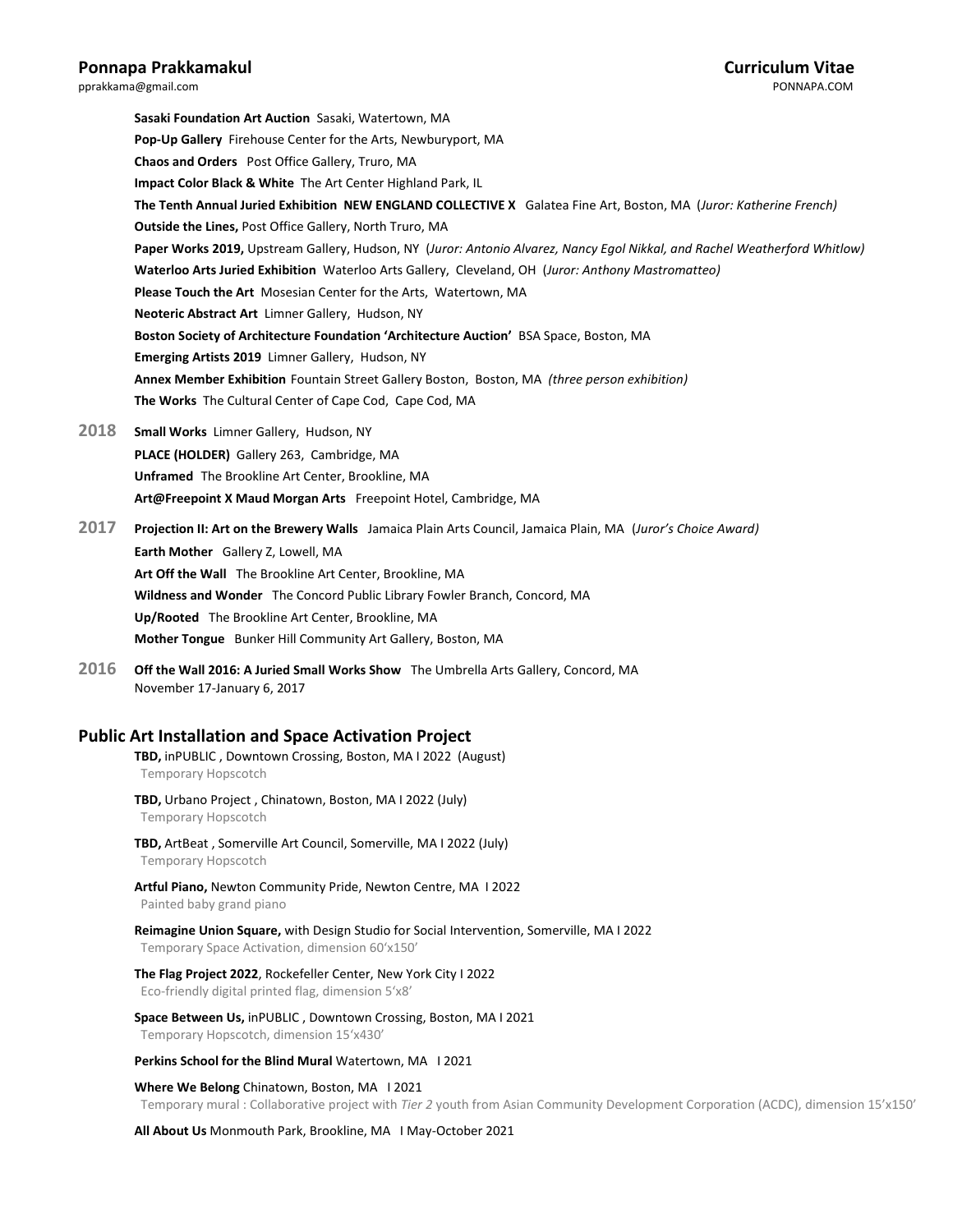**Sasaki Foundation Art Auction** Sasaki, Watertown, MA
**Pop-Up Gallery** Firehouse Center for the Arts, Newburyport, MA
**Chaos and Orders** Post Office Gallery, Truro, MA
**Impact Color Black & White** The Art Center Highland Park, IL
**The Tenth Annual Juried Exhibition NEW ENGLAND COLLECTIVE X** Galatea Fine Art, Boston, MA (*Juror: Katherine French)*
**Outside the Lines,** Post Office Gallery, North Truro, MA
**Paper Works 2019,** Upstream Gallery, Hudson, NY (*Juror: Antonio Alvarez, Nancy Egol Nikkal, and Rachel Weatherford Whitlow)*
**Waterloo Arts Juried Exhibition** Waterloo Arts Gallery, Cleveland, OH (*Juror: Anthony Mastromatteo)*
**Please Touch the Art** Mosesian Center for the Arts, Watertown, MA
**Neoteric Abstract Art** Limner Gallery, Hudson, NY
**Boston Society of Architecture Foundation 'Architecture Auction'** BSA Space, Boston, MA
**Emerging Artists 2019** Limner Gallery, Hudson, NY
**Annex Member Exhibition** Fountain Street Gallery Boston, Boston, MA *(three person exhibition)*
**The Works** The Cultural Center of Cape Cod, Cape Cod, MA

**2018** **Small Works** Limner Gallery, Hudson, NY
**PLACE (HOLDER)** Gallery 263, Cambridge, MA
**Unframed** The Brookline Art Center, Brookline, MA
**Art@Freepoint X Maud Morgan Arts** Freepoint Hotel, Cambridge, MA

**2017** **Projection II: Art on the Brewery Walls** Jamaica Plain Arts Council, Jamaica Plain, MA (*Juror's Choice Award)*
**Earth Mother** Gallery Z, Lowell, MA
**Art Off the Wall** The Brookline Art Center, Brookline, MA
**Wildness and Wonder** The Concord Public Library Fowler Branch, Concord, MA
**Up/Rooted** The Brookline Art Center, Brookline, MA
**Mother Tongue** Bunker Hill Community Art Gallery, Boston, MA

**2016** **Off the Wall 2016: A Juried Small Works Show** The Umbrella Arts Gallery, Concord, MA
November 17-January 6, 2017

## Public Art Installation and Space Activation Project

**TBD,** inPUBLIC , Downtown Crossing, Boston, MA I 2022 (August)
Temporary Hopscotch

**TBD,** Urbano Project , Chinatown, Boston, MA I 2022 (July)
Temporary Hopscotch

**TBD,** ArtBeat , Somerville Art Council, Somerville, MA I 2022 (July)
Temporary Hopscotch

**Artful Piano,** Newton Community Pride, Newton Centre, MA I 2022
Painted baby grand piano

**Reimagine Union Square,** with Design Studio for Social Intervention, Somerville, MA I 2022
Temporary Space Activation, dimension 60'x150'

**The Flag Project 2022**, Rockefeller Center, New York City I 2022
Eco-friendly digital printed flag, dimension 5'x8'

**Space Between Us,** inPUBLIC , Downtown Crossing, Boston, MA I 2021
Temporary Hopscotch, dimension 15'x430'

**Perkins School for the Blind Mural** Watertown, MA I 2021

**Where We Belong** Chinatown, Boston, MA I 2021
Temporary mural : Collaborative project with *Tier 2* youth from Asian Community Development Corporation (ACDC), dimension 15'x150'

**All About Us** Monmouth Park, Brookline, MA I May-October 2021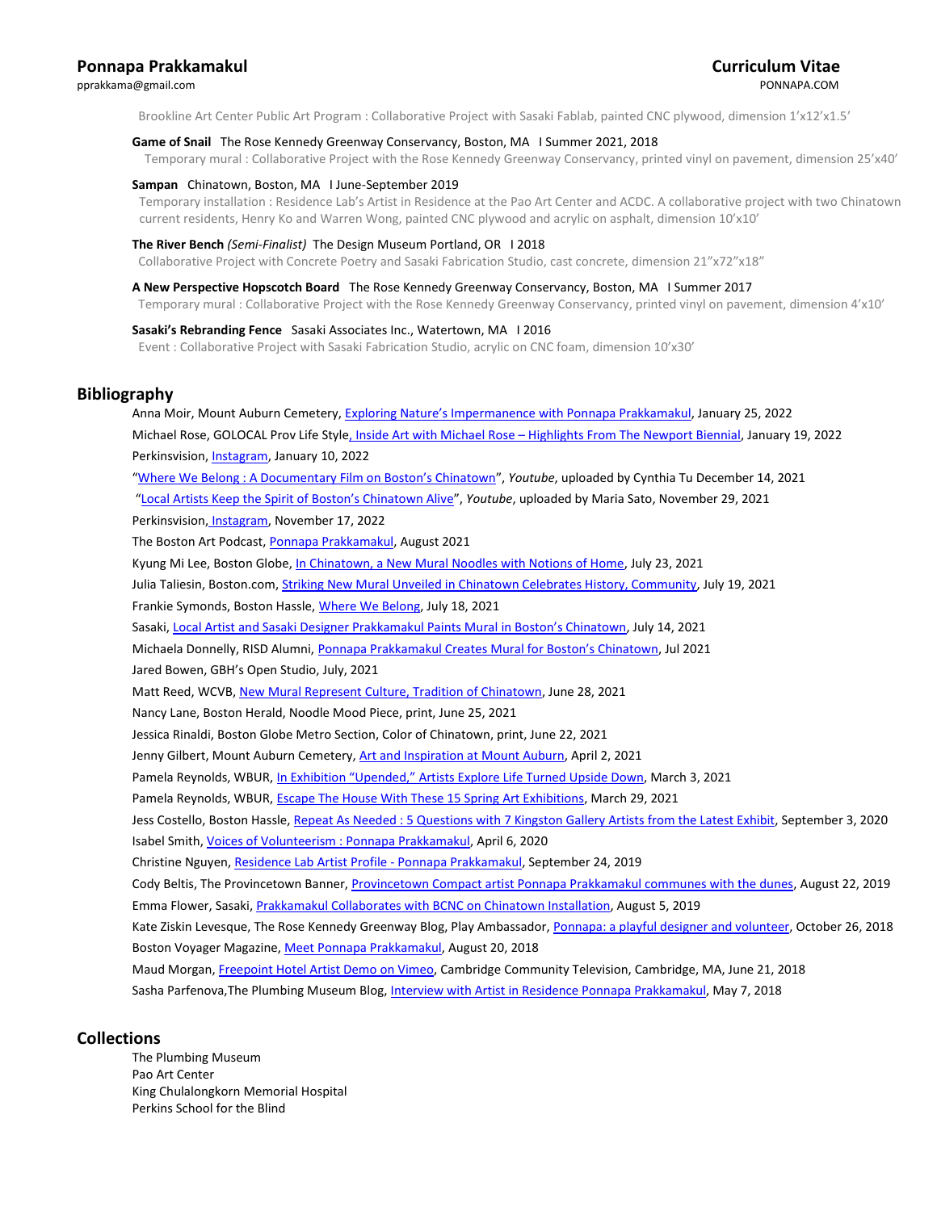Brookline Art Center Public Art Program : Collaborative Project with Sasaki Fablab, painted CNC plywood, dimension 1'x12'x1.5'

**Game of Snail** The Rose Kennedy Greenway Conservancy, Boston, MA I Summer 2021, 2018
Temporary mural : Collaborative Project with the Rose Kennedy Greenway Conservancy, printed vinyl on pavement, dimension 25'x40'

**Sampan** Chinatown, Boston, MA I June-September 2019
Temporary installation : Residence Lab's Artist in Residence at the Pao Art Center and ACDC. A collaborative project with two Chinatown current residents, Henry Ko and Warren Wong, painted CNC plywood and acrylic on asphalt, dimension 10'x10'

**The River Bench** *(Semi-Finalist)* The Design Museum Portland, OR I 2018
Collaborative Project with Concrete Poetry and Sasaki Fabrication Studio, cast concrete, dimension 21"x72"x18"

**A New Perspective Hopscotch Board** The Rose Kennedy Greenway Conservancy, Boston, MA I Summer 2017
Temporary mural : Collaborative Project with the Rose Kennedy Greenway Conservancy, printed vinyl on pavement, dimension 4'x10'

**Sasaki's Rebranding Fence** Sasaki Associates Inc., Watertown, MA I 2016
Event : Collaborative Project with Sasaki Fabrication Studio, acrylic on CNC foam, dimension 10'x30'

## Bibliography

Anna Moir, Mount Auburn Cemetery, Exploring Nature's Impermanence with Ponnapa Prakkamakul, January 25, 2022
Michael Rose, GOLOCAL Prov Life Style, Inside Art with Michael Rose – Highlights From The Newport Biennial, January 19, 2022
Perkinsvision, Instagram, January 10, 2022
"Where We Belong : A Documentary Film on Boston's Chinatown", *Youtube*, uploaded by Cynthia Tu December 14, 2021
"Local Artists Keep the Spirit of Boston's Chinatown Alive", *Youtube*, uploaded by Maria Sato, November 29, 2021
Perkinsvision, Instagram, November 17, 2022
The Boston Art Podcast, Ponnapa Prakkamakul, August 2021
Kyung Mi Lee, Boston Globe, In Chinatown, a New Mural Noodles with Notions of Home, July 23, 2021
Julia Taliesin, Boston.com, Striking New Mural Unveiled in Chinatown Celebrates History, Community, July 19, 2021
Frankie Symonds, Boston Hassle, Where We Belong, July 18, 2021
Sasaki, Local Artist and Sasaki Designer Prakkamakul Paints Mural in Boston's Chinatown, July 14, 2021
Michaela Donnelly, RISD Alumni, Ponnapa Prakkamakul Creates Mural for Boston's Chinatown, Jul 2021
Jared Bowen, GBH's Open Studio, July, 2021
Matt Reed, WCVB, New Mural Represent Culture, Tradition of Chinatown, June 28, 2021
Nancy Lane, Boston Herald, Noodle Mood Piece, print, June 25, 2021
Jessica Rinaldi, Boston Globe Metro Section, Color of Chinatown, print, June 22, 2021
Jenny Gilbert, Mount Auburn Cemetery, Art and Inspiration at Mount Auburn, April 2, 2021
Pamela Reynolds, WBUR, In Exhibition "Upended," Artists Explore Life Turned Upside Down, March 3, 2021
Pamela Reynolds, WBUR, Escape The House With These 15 Spring Art Exhibitions, March 29, 2021
Jess Costello, Boston Hassle, Repeat As Needed : 5 Questions with 7 Kingston Gallery Artists from the Latest Exhibit, September 3, 2020
Isabel Smith, Voices of Volunteerism : Ponnapa Prakkamakul, April 6, 2020
Christine Nguyen, Residence Lab Artist Profile - Ponnapa Prakkamakul, September 24, 2019
Cody Beltis, The Provincetown Banner, Provincetown Compact artist Ponnapa Prakkamakul communes with the dunes, August 22, 2019
Emma Flower, Sasaki, Prakkamakul Collaborates with BCNC on Chinatown Installation, August 5, 2019
Kate Ziskin Levesque, The Rose Kennedy Greenway Blog, Play Ambassador, Ponnapa: a playful designer and volunteer, October 26, 2018
Boston Voyager Magazine, Meet Ponnapa Prakkamakul, August 20, 2018
Maud Morgan, Freepoint Hotel Artist Demo on Vimeo, Cambridge Community Television, Cambridge, MA, June 21, 2018
Sasha Parfenova,The Plumbing Museum Blog, Interview with Artist in Residence Ponnapa Prakkamakul, May 7, 2018

## Collections

The Plumbing Museum
Pao Art Center
King Chulalongkorn Memorial Hospital
Perkins School for the Blind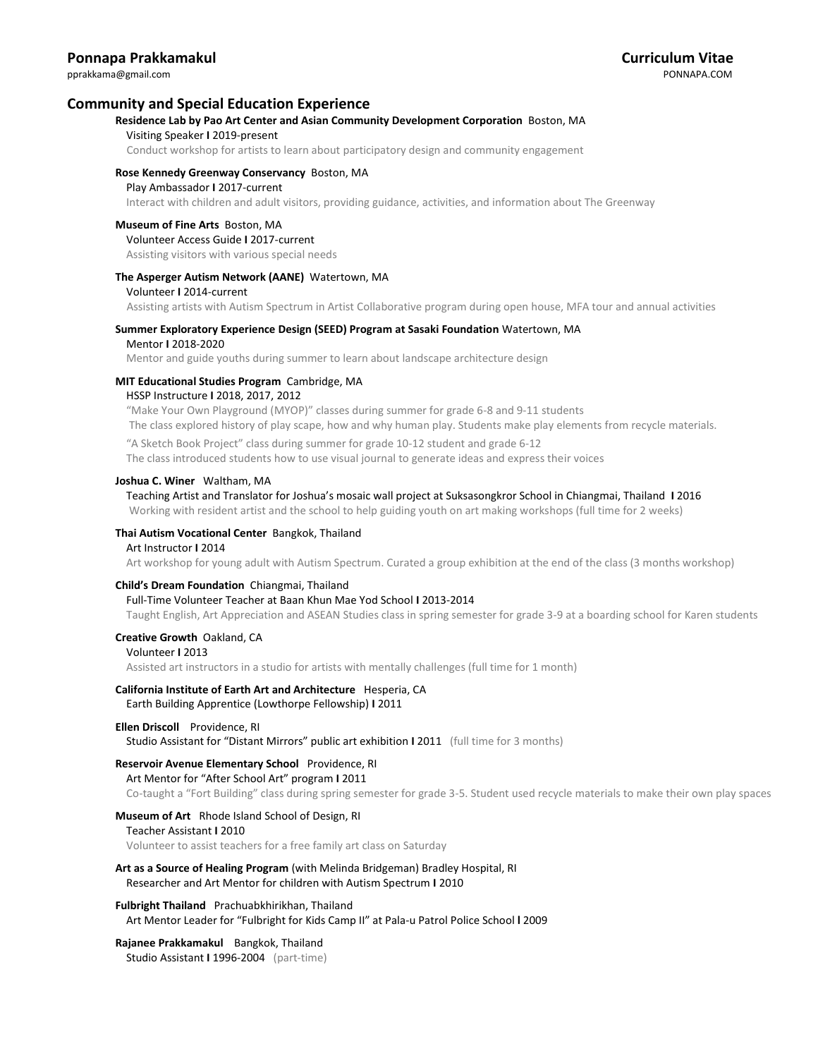**Ponnapa Prakkamakul** **Curriculum Vitae**

pprakkama@gmail.com PONNAPA.COM

## Community and Special Education Experience

**Residence Lab by Pao Art Center and Asian Community Development Corporation** Boston, MA
Visiting Speaker **I** 2019-present
Conduct workshop for artists to learn about participatory design and community engagement

**Rose Kennedy Greenway Conservancy** Boston, MA
Play Ambassador **I** 2017-current
Interact with children and adult visitors, providing guidance, activities, and information about The Greenway

**Museum of Fine Arts** Boston, MA
Volunteer Access Guide **I** 2017-current
Assisting visitors with various special needs

**The Asperger Autism Network (AANE)** Watertown, MA
Volunteer **I** 2014-current
Assisting artists with Autism Spectrum in Artist Collaborative program during open house, MFA tour and annual activities

**Summer Exploratory Experience Design (SEED) Program at Sasaki Foundation** Watertown, MA
Mentor **I** 2018-2020
Mentor and guide youths during summer to learn about landscape architecture design

**MIT Educational Studies Program** Cambridge, MA
HSSP Instructure **I** 2018, 2017, 2012
"Make Your Own Playground (MYOP)" classes during summer for grade 6-8 and 9-11 students
The class explored history of play scape, how and why human play. Students make play elements from recycle materials.
"A Sketch Book Project" class during summer for grade 10-12 student and grade 6-12
The class introduced students how to use visual journal to generate ideas and express their voices

**Joshua C. Winer** Waltham, MA
Teaching Artist and Translator for Joshua's mosaic wall project at Suksasongkror School in Chiangmai, Thailand **I** 2016
Working with resident artist and the school to help guiding youth on art making workshops (full time for 2 weeks)

**Thai Autism Vocational Center** Bangkok, Thailand
Art Instructor **I** 2014
Art workshop for young adult with Autism Spectrum. Curated a group exhibition at the end of the class (3 months workshop)

**Child's Dream Foundation** Chiangmai, Thailand
Full-Time Volunteer Teacher at Baan Khun Mae Yod School **I** 2013-2014
Taught English, Art Appreciation and ASEAN Studies class in spring semester for grade 3-9 at a boarding school for Karen students

**Creative Growth** Oakland, CA
Volunteer **I** 2013
Assisted art instructors in a studio for artists with mentally challenges (full time for 1 month)

**California Institute of Earth Art and Architecture** Hesperia, CA
Earth Building Apprentice (Lowthorpe Fellowship) **I** 2011

**Ellen Driscoll** Providence, RI
Studio Assistant for "Distant Mirrors" public art exhibition **I** 2011 (full time for 3 months)

**Reservoir Avenue Elementary School** Providence, RI
Art Mentor for "After School Art" program **I** 2011
Co-taught a "Fort Building" class during spring semester for grade 3-5. Student used recycle materials to make their own play spaces

**Museum of Art** Rhode Island School of Design, RI
Teacher Assistant **I** 2010
Volunteer to assist teachers for a free family art class on Saturday

**Art as a Source of Healing Program** (with Melinda Bridgeman) Bradley Hospital, RI
Researcher and Art Mentor for children with Autism Spectrum **I** 2010

**Fulbright Thailand** Prachuabkhirikhan, Thailand
Art Mentor Leader for "Fulbright for Kids Camp II" at Pala-u Patrol Police School **I** 2009

**Rajanee Prakkamakul** Bangkok, Thailand
Studio Assistant **I** 1996-2004 (part-time)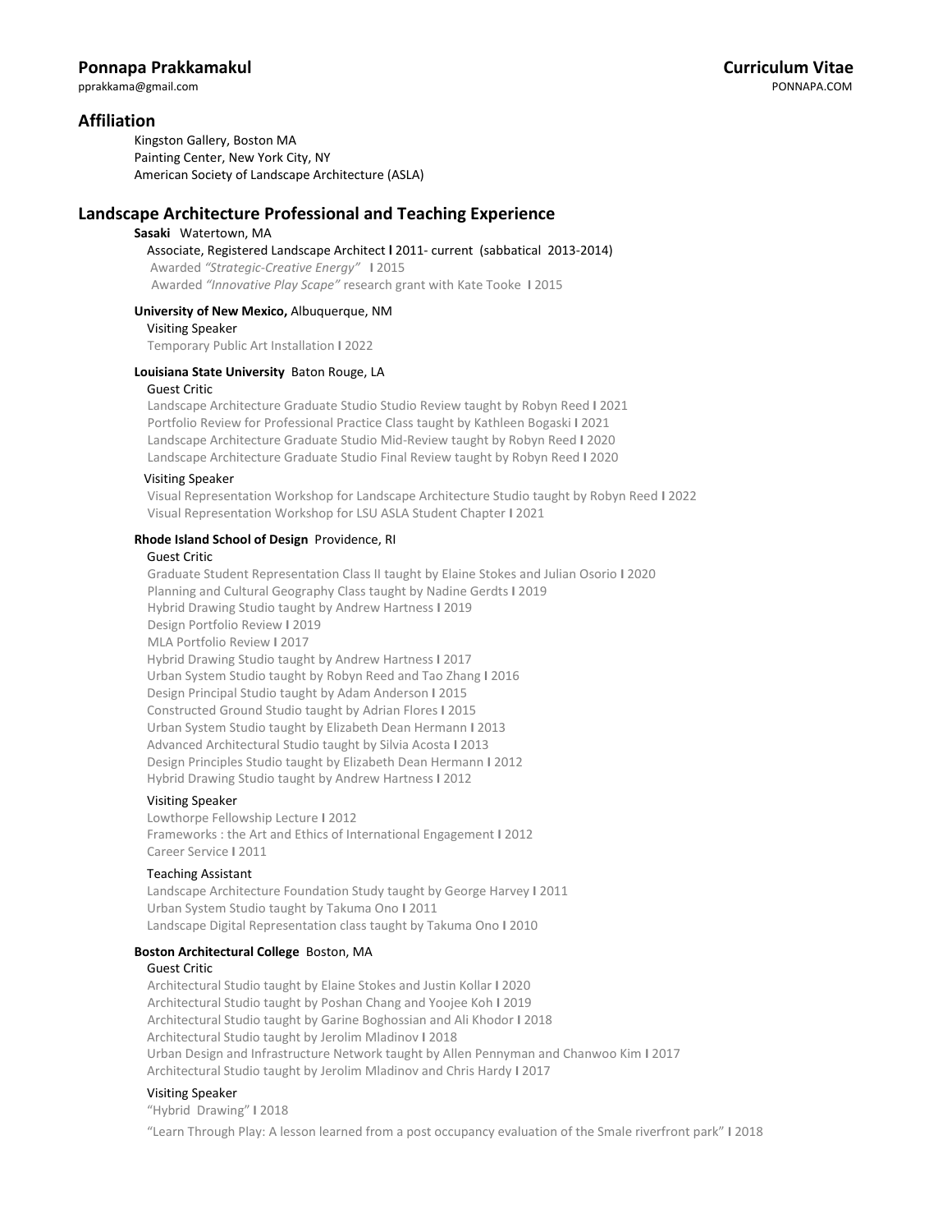**Ponnapa Prakkamakul** | **Curriculum Vitae**

pprakkama@gmail.com | PONNAPA.COM

## Affiliation

Kingston Gallery, Boston MA
Painting Center, New York City, NY
American Society of Landscape Architecture (ASLA)

## Landscape Architecture Professional and Teaching Experience

**Sasaki** Watertown, MA

Associate, Registered Landscape Architect I 2011- current (sabbatical 2013-2014)
Awarded *"Strategic-Creative Energy"* I 2015
Awarded *"Innovative Play Scape"* research grant with Kate Tooke I 2015

**University of New Mexico,** Albuquerque, NM

Visiting Speaker
Temporary Public Art Installation I 2022

**Louisiana State University** Baton Rouge, LA

Guest Critic
Landscape Architecture Graduate Studio Studio Review taught by Robyn Reed I 2021
Portfolio Review for Professional Practice Class taught by Kathleen Bogaski I 2021
Landscape Architecture Graduate Studio Mid-Review taught by Robyn Reed I 2020
Landscape Architecture Graduate Studio Final Review taught by Robyn Reed I 2020

Visiting Speaker
Visual Representation Workshop for Landscape Architecture Studio taught by Robyn Reed I 2022
Visual Representation Workshop for LSU ASLA Student Chapter I 2021

**Rhode Island School of Design** Providence, RI

Guest Critic
Graduate Student Representation Class II taught by Elaine Stokes and Julian Osorio I 2020
Planning and Cultural Geography Class taught by Nadine Gerdts I 2019
Hybrid Drawing Studio taught by Andrew Hartness I 2019
Design Portfolio Review I 2019
MLA Portfolio Review I 2017
Hybrid Drawing Studio taught by Andrew Hartness I 2017
Urban System Studio taught by Robyn Reed and Tao Zhang I 2016
Design Principal Studio taught by Adam Anderson I 2015
Constructed Ground Studio taught by Adrian Flores I 2015
Urban System Studio taught by Elizabeth Dean Hermann I 2013
Advanced Architectural Studio taught by Silvia Acosta I 2013
Design Principles Studio taught by Elizabeth Dean Hermann I 2012
Hybrid Drawing Studio taught by Andrew Hartness I 2012

Visiting Speaker
Lowthorpe Fellowship Lecture I 2012
Frameworks : the Art and Ethics of International Engagement I 2012
Career Service I 2011

Teaching Assistant
Landscape Architecture Foundation Study taught by George Harvey I 2011
Urban System Studio taught by Takuma Ono I 2011
Landscape Digital Representation class taught by Takuma Ono I 2010

**Boston Architectural College** Boston, MA

Guest Critic
Architectural Studio taught by Elaine Stokes and Justin Kollar I 2020
Architectural Studio taught by Poshan Chang and Yoojee Koh I 2019
Architectural Studio taught by Garine Boghossian and Ali Khodor I 2018
Architectural Studio taught by Jerolim Mladinov I 2018
Urban Design and Infrastructure Network taught by Allen Pennyman and Chanwoo Kim I 2017
Architectural Studio taught by Jerolim Mladinov and Chris Hardy I 2017

Visiting Speaker
"Hybrid Drawing" I 2018
"Learn Through Play: A lesson learned from a post occupancy evaluation of the Smale riverfront park" I 2018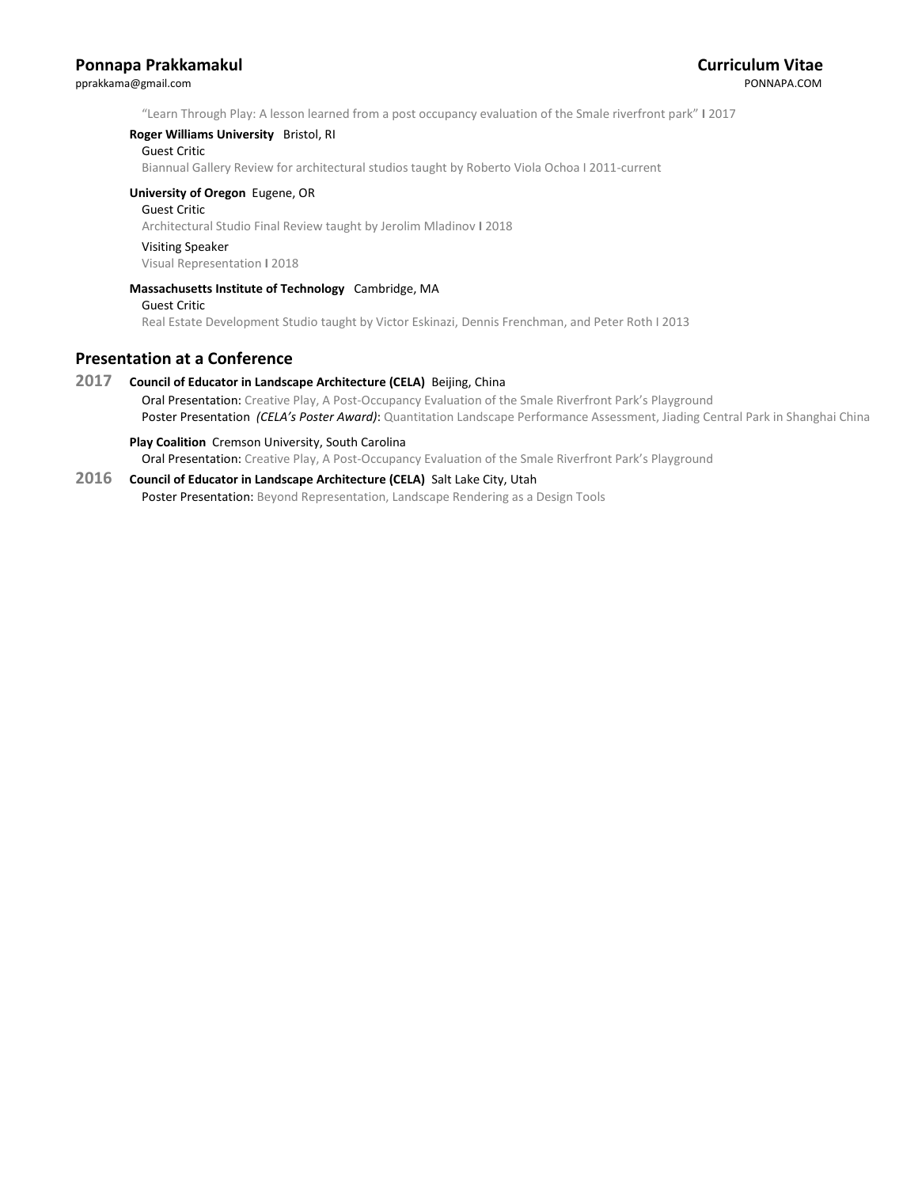"Learn Through Play: A lesson learned from a post occupancy evaluation of the Smale riverfront park" I 2017

**Roger Williams University** Bristol, RI

Guest Critic

Biannual Gallery Review for architectural studios taught by Roberto Viola Ochoa I 2011-current

**University of Oregon** Eugene, OR

Guest Critic

Architectural Studio Final Review taught by Jerolim Mladinov I 2018

Visiting Speaker

Visual Representation I 2018

**Massachusetts Institute of Technology** Cambridge, MA

Guest Critic

Real Estate Development Studio taught by Victor Eskinazi, Dennis Frenchman, and Peter Roth I 2013

## Presentation at a Conference

**2017** **Council of Educator in Landscape Architecture (CELA)** Beijing, China

Oral Presentation: Creative Play, A Post-Occupancy Evaluation of the Smale Riverfront Park's Playground

Poster Presentation *(CELA's Poster Award)*: Quantitation Landscape Performance Assessment, Jiading Central Park in Shanghai China

**Play Coalition** Cremson University, South Carolina

Oral Presentation: Creative Play, A Post-Occupancy Evaluation of the Smale Riverfront Park's Playground

**2016** **Council of Educator in Landscape Architecture (CELA)** Salt Lake City, Utah

Poster Presentation: Beyond Representation, Landscape Rendering as a Design Tools